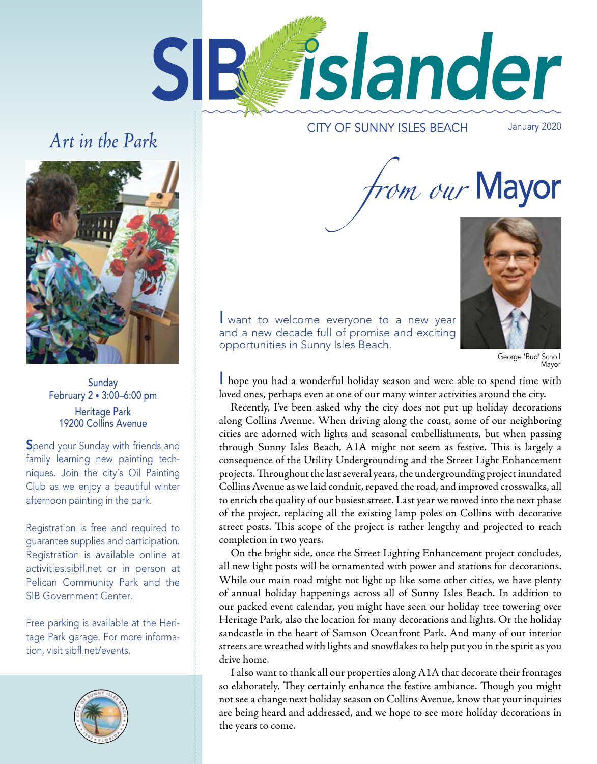# SIB islander

CITY OF SUNNY ISLES BEACH

January 2020

## *from our* Mayor

I want to welcome everyone to a new year and a new decade full of promise and exciting opportunities in Sunny Isles Beach.

George 'Bud' Scholl
Mayor

I hope you had a wonderful holiday season and were able to spend time with loved ones, perhaps even at one of our many winter activities around the city.

Recently, I've been asked why the city does not put up holiday decorations along Collins Avenue. When driving along the coast, some of our neighboring cities are adorned with lights and seasonal embellishments, but when passing through Sunny Isles Beach, A1A might not seem as festive. This is largely a consequence of the Utility Undergrounding and the Street Light Enhancement projects. Throughout the last several years, the undergrounding project inundated Collins Avenue as we laid conduit, repaved the road, and improved crosswalks, all to enrich the quality of our busiest street. Last year we moved into the next phase of the project, replacing all the existing lamp poles on Collins with decorative street posts. This scope of the project is rather lengthy and projected to reach completion in two years.

On the bright side, once the Street Lighting Enhancement project concludes, all new light posts will be ornamented with power and stations for decorations. While our main road might not light up like some other cities, we have plenty of annual holiday happenings across all of Sunny Isles Beach. In addition to our packed event calendar, you might have seen our holiday tree towering over Heritage Park, also the location for many decorations and lights. Or the holiday sandcastle in the heart of Samson Oceanfront Park. And many of our interior streets are wreathed with lights and snowflakes to help put you in the spirit as you drive home.

I also want to thank all our properties along A1A that decorate their frontages so elaborately. They certainly enhance the festive ambiance. Though you might not see a change next holiday season on Collins Avenue, know that your inquiries are being heard and addressed, and we hope to see more holiday decorations in the years to come.

## *Art in the Park*

Sunday
February 2 • 3:00–6:00 pm
Heritage Park
19200 Collins Avenue

Spend your Sunday with friends and family learning new painting techniques. Join the city's Oil Painting Club as we enjoy a beautiful winter afternoon painting in the park.

Registration is free and required to guarantee supplies and participation. Registration is available online at activities.sibfl.net or in person at Pelican Community Park and the SIB Government Center.

Free parking is available at the Heritage Park garage. For more information, visit sibfl.net/events.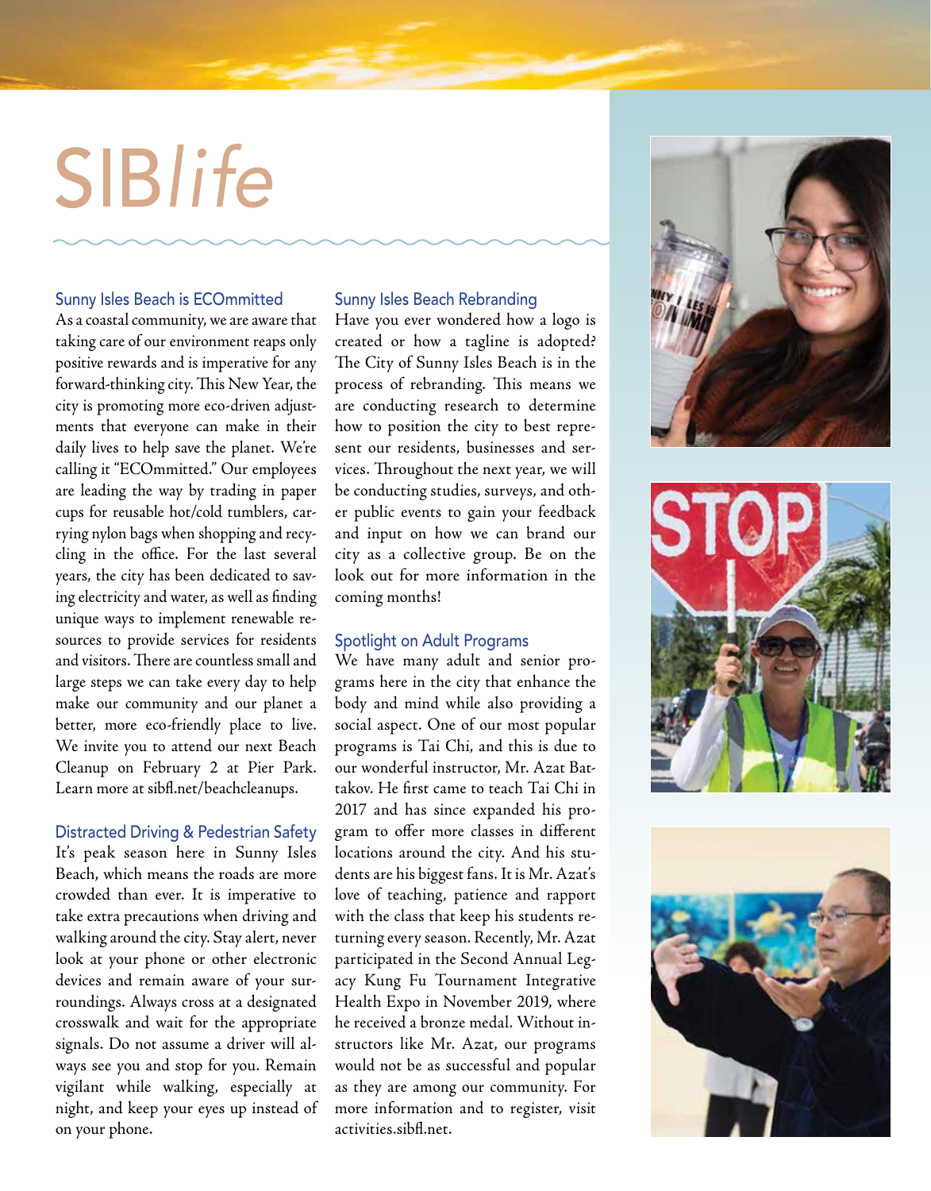# SIB*life*

## Sunny Isles Beach is ECOmmitted

As a coastal community, we are aware that taking care of our environment reaps only positive rewards and is imperative for any forward-thinking city. This New Year, the city is promoting more eco-driven adjustments that everyone can make in their daily lives to help save the planet. We're calling it "ECOmmitted." Our employees are leading the way by trading in paper cups for reusable hot/cold tumblers, carrying nylon bags when shopping and recycling in the office. For the last several years, the city has been dedicated to saving electricity and water, as well as finding unique ways to implement renewable resources to provide services for residents and visitors. There are countless small and large steps we can take every day to help make our community and our planet a better, more eco-friendly place to live. We invite you to attend our next Beach Cleanup on February 2 at Pier Park. Learn more at sibfl.net/beachcleanups.

## Distracted Driving & Pedestrian Safety

It's peak season here in Sunny Isles Beach, which means the roads are more crowded than ever. It is imperative to take extra precautions when driving and walking around the city. Stay alert, never look at your phone or other electronic devices and remain aware of your surroundings. Always cross at a designated crosswalk and wait for the appropriate signals. Do not assume a driver will always see you and stop for you. Remain vigilant while walking, especially at night, and keep your eyes up instead of on your phone.

## Sunny Isles Beach Rebranding

Have you ever wondered how a logo is created or how a tagline is adopted? The City of Sunny Isles Beach is in the process of rebranding. This means we are conducting research to determine how to position the city to best represent our residents, businesses and services. Throughout the next year, we will be conducting studies, surveys, and other public events to gain your feedback and input on how we can brand our city as a collective group. Be on the look out for more information in the coming months!

## Spotlight on Adult Programs

We have many adult and senior programs here in the city that enhance the body and mind while also providing a social aspect. One of our most popular programs is Tai Chi, and this is due to our wonderful instructor, Mr. Azat Battakov. He first came to teach Tai Chi in 2017 and has since expanded his program to offer more classes in different locations around the city. And his students are his biggest fans. It is Mr. Azat's love of teaching, patience and rapport with the class that keep his students returning every season. Recently, Mr. Azat participated in the Second Annual Legacy Kung Fu Tournament Integrative Health Expo in November 2019, where he received a bronze medal. Without instructors like Mr. Azat, our programs would not be as successful and popular as they are among our community. For more information and to register, visit activities.sibfl.net.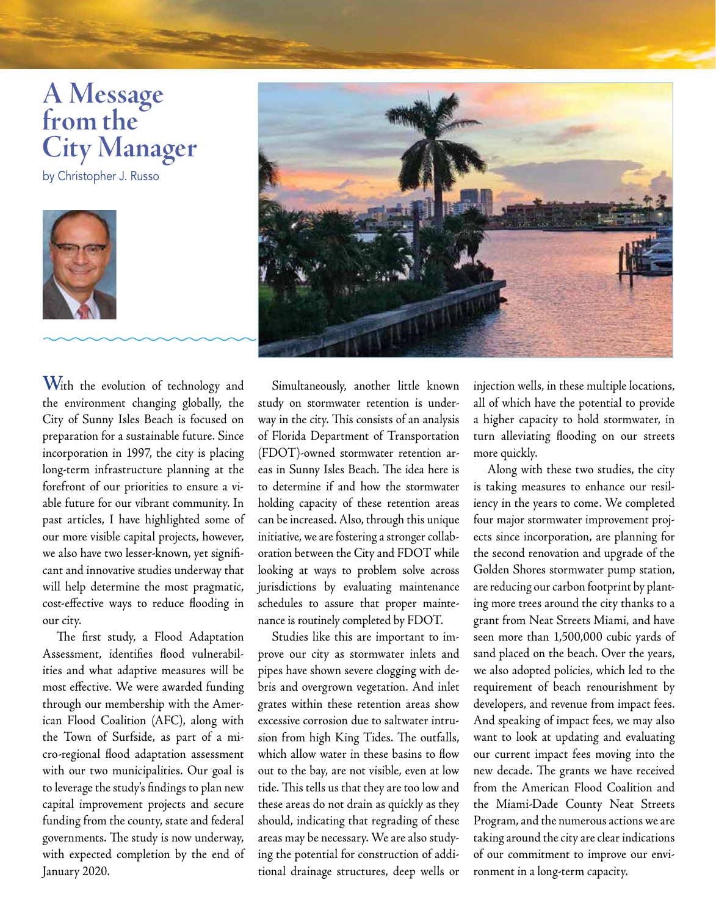# A Message from the City Manager

by Christopher J. Russo

With the evolution of technology and the environment changing globally, the City of Sunny Isles Beach is focused on preparation for a sustainable future. Since incorporation in 1997, the city is placing long-term infrastructure planning at the forefront of our priorities to ensure a viable future for our vibrant community. In past articles, I have highlighted some of our more visible capital projects, however, we also have two lesser-known, yet significant and innovative studies underway that will help determine the most pragmatic, cost-effective ways to reduce flooding in our city.

The first study, a Flood Adaptation Assessment, identifies flood vulnerabilities and what adaptive measures will be most effective. We were awarded funding through our membership with the American Flood Coalition (AFC), along with the Town of Surfside, as part of a micro-regional flood adaptation assessment with our two municipalities. Our goal is to leverage the study's findings to plan new capital improvement projects and secure funding from the county, state and federal governments. The study is now underway, with expected completion by the end of January 2020.

Simultaneously, another little known study on stormwater retention is underway in the city. This consists of an analysis of Florida Department of Transportation (FDOT)-owned stormwater retention areas in Sunny Isles Beach. The idea here is to determine if and how the stormwater holding capacity of these retention areas can be increased. Also, through this unique initiative, we are fostering a stronger collaboration between the City and FDOT while looking at ways to problem solve across jurisdictions by evaluating maintenance schedules to assure that proper maintenance is routinely completed by FDOT.

Studies like this are important to improve our city as stormwater inlets and pipes have shown severe clogging with debris and overgrown vegetation. And inlet grates within these retention areas show excessive corrosion due to saltwater intrusion from high King Tides. The outfalls, which allow water in these basins to flow out to the bay, are not visible, even at low tide. This tells us that they are too low and these areas do not drain as quickly as they should, indicating that regrading of these areas may be necessary. We are also studying the potential for construction of additional drainage structures, deep wells or injection wells, in these multiple locations, all of which have the potential to provide a higher capacity to hold stormwater, in turn alleviating flooding on our streets more quickly.

Along with these two studies, the city is taking measures to enhance our resiliency in the years to come. We completed four major stormwater improvement projects since incorporation, are planning for the second renovation and upgrade of the Golden Shores stormwater pump station, are reducing our carbon footprint by planting more trees around the city thanks to a grant from Neat Streets Miami, and have seen more than 1,500,000 cubic yards of sand placed on the beach. Over the years, we also adopted policies, which led to the requirement of beach renourishment by developers, and revenue from impact fees. And speaking of impact fees, we may also want to look at updating and evaluating our current impact fees moving into the new decade. The grants we have received from the American Flood Coalition and the Miami-Dade County Neat Streets Program, and the numerous actions we are taking around the city are clear indications of our commitment to improve our environment in a long-term capacity.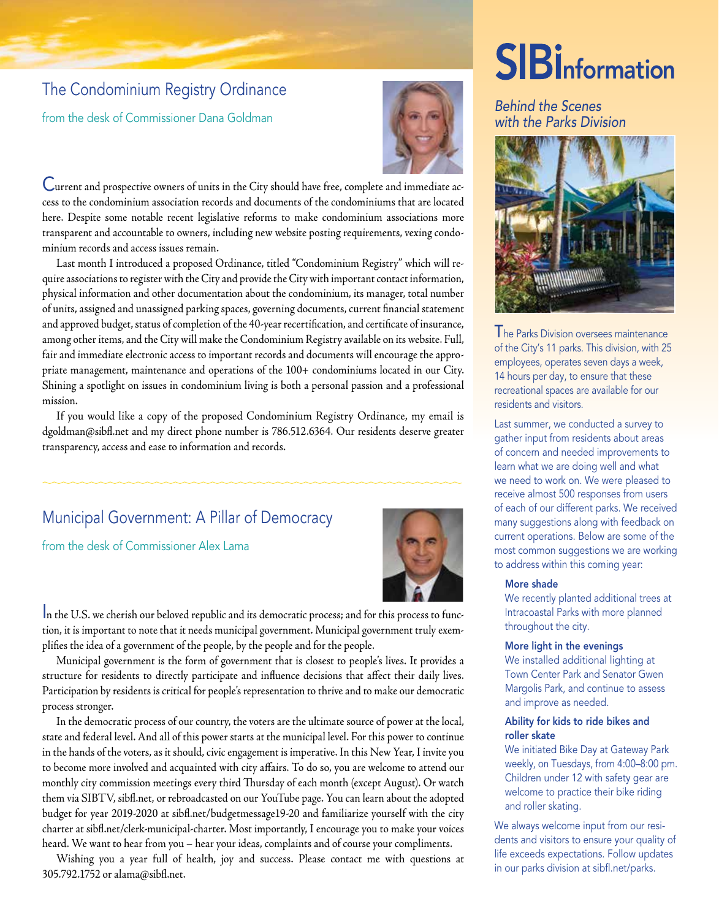## The Condominium Registry Ordinance

from the desk of Commissioner Dana Goldman

Current and prospective owners of units in the City should have free, complete and immediate access to the condominium association records and documents of the condominiums that are located here. Despite some notable recent legislative reforms to make condominium associations more transparent and accountable to owners, including new website posting requirements, vexing condominium records and access issues remain.

Last month I introduced a proposed Ordinance, titled "Condominium Registry" which will require associations to register with the City and provide the City with important contact information, physical information and other documentation about the condominium, its manager, total number of units, assigned and unassigned parking spaces, governing documents, current financial statement and approved budget, status of completion of the 40-year recertification, and certificate of insurance, among other items, and the City will make the Condominium Registry available on its website. Full, fair and immediate electronic access to important records and documents will encourage the appropriate management, maintenance and operations of the 100+ condominiums located in our City. Shining a spotlight on issues in condominium living is both a personal passion and a professional mission.

If you would like a copy of the proposed Condominium Registry Ordinance, my email is dgoldman@sibfl.net and my direct phone number is 786.512.6364. Our residents deserve greater transparency, access and ease to information and records.

## Municipal Government: A Pillar of Democracy

from the desk of Commissioner Alex Lama

In the U.S. we cherish our beloved republic and its democratic process; and for this process to function, it is important to note that it needs municipal government. Municipal government truly exemplifies the idea of a government of the people, by the people and for the people.

Municipal government is the form of government that is closest to people's lives. It provides a structure for residents to directly participate and influence decisions that affect their daily lives. Participation by residents is critical for people's representation to thrive and to make our democratic process stronger.

In the democratic process of our country, the voters are the ultimate source of power at the local, state and federal level. And all of this power starts at the municipal level. For this power to continue in the hands of the voters, as it should, civic engagement is imperative. In this New Year, I invite you to become more involved and acquainted with city affairs. To do so, you are welcome to attend our monthly city commission meetings every third Thursday of each month (except August). Or watch them via SIBTV, sibfl.net, or rebroadcasted on our YouTube page. You can learn about the adopted budget for year 2019-2020 at sibfl.net/budgetmessage19-20 and familiarize yourself with the city charter at sibfl.net/clerk-municipal-charter. Most importantly, I encourage you to make your voices heard. We want to hear from you – hear your ideas, complaints and of course your compliments.

Wishing you a year full of health, joy and success. Please contact me with questions at 305.792.1752 or alama@sibfl.net.

# SIBInformation

*Behind the Scenes with the Parks Division*

The Parks Division oversees maintenance of the City's 11 parks. This division, with 25 employees, operates seven days a week, 14 hours per day, to ensure that these recreational spaces are available for our residents and visitors.

Last summer, we conducted a survey to gather input from residents about areas of concern and needed improvements to learn what we are doing well and what we need to work on. We were pleased to receive almost 500 responses from users of each of our different parks. We received many suggestions along with feedback on current operations. Below are some of the most common suggestions we are working to address within this coming year:

**More shade**
We recently planted additional trees at Intracoastal Parks with more planned throughout the city.

**More light in the evenings**
We installed additional lighting at Town Center Park and Senator Gwen Margolis Park, and continue to assess and improve as needed.

**Ability for kids to ride bikes and roller skate**
We initiated Bike Day at Gateway Park weekly, on Tuesdays, from 4:00–8:00 pm. Children under 12 with safety gear are welcome to practice their bike riding and roller skating.

We always welcome input from our residents and visitors to ensure your quality of life exceeds expectations. Follow updates in our parks division at sibfl.net/parks.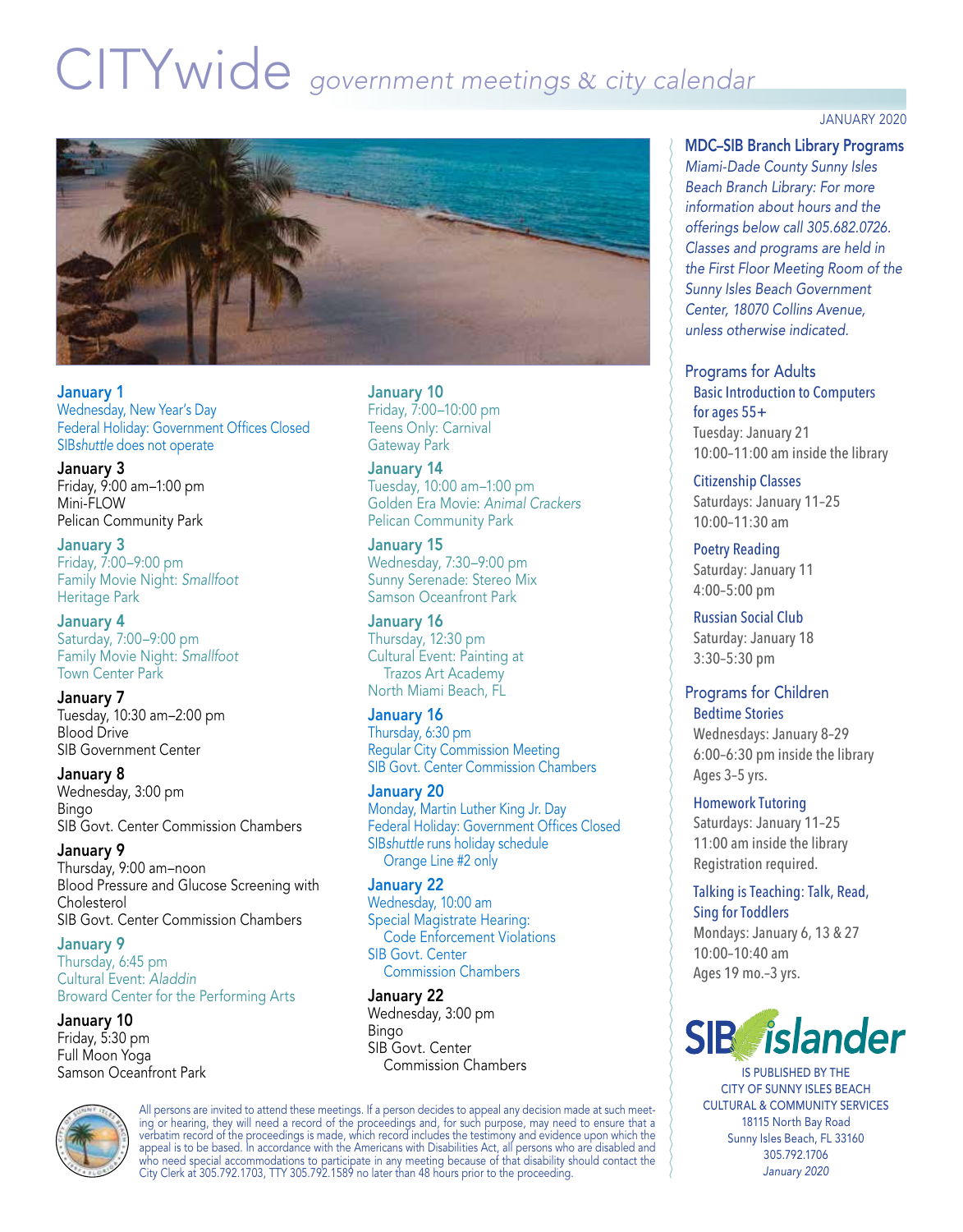# CITYwide *government meetings & city calendar*

JANUARY 2020

**January 1**
Wednesday, New Year's Day
Federal Holiday: Government Offices Closed
SIB*shuttle* does not operate

**January 3**
Friday, 9:00 am–1:00 pm
Mini-FLOW
Pelican Community Park

**January 3**
Friday, 7:00–9:00 pm
Family Movie Night: *Smallfoot*
Heritage Park

**January 4**
Saturday, 7:00–9:00 pm
Family Movie Night: *Smallfoot*
Town Center Park

**January 7**
Tuesday, 10:30 am–2:00 pm
Blood Drive
SIB Government Center

**January 8**
Wednesday, 3:00 pm
Bingo
SIB Govt. Center Commission Chambers

**January 9**
Thursday, 9:00 am–noon
Blood Pressure and Glucose Screening with Cholesterol
SIB Govt. Center Commission Chambers

**January 9**
Thursday, 6:45 pm
Cultural Event: *Aladdin*
Broward Center for the Performing Arts

**January 10**
Friday, 5:30 pm
Full Moon Yoga
Samson Oceanfront Park

**January 10**
Friday, 7:00–10:00 pm
Teens Only: Carnival
Gateway Park

**January 14**
Tuesday, 10:00 am–1:00 pm
Golden Era Movie: *Animal Crackers*
Pelican Community Park

**January 15**
Wednesday, 7:30–9:00 pm
Sunny Serenade: Stereo Mix
Samson Oceanfront Park

**January 16**
Thursday, 12:30 pm
Cultural Event: Painting at Trazos Art Academy
North Miami Beach, FL

**January 16**
Thursday, 6:30 pm
Regular City Commission Meeting
SIB Govt. Center Commission Chambers

**January 20**
Monday, Martin Luther King Jr. Day
Federal Holiday: Government Offices Closed
SIB*shuttle* runs holiday schedule Orange Line #2 only

**January 22**
Wednesday, 10:00 am
Special Magistrate Hearing: Code Enforcement Violations
SIB Govt. Center Commission Chambers

**January 22**
Wednesday, 3:00 pm
Bingo
SIB Govt. Center Commission Chambers

## MDC–SIB Branch Library Programs

*Miami-Dade County Sunny Isles Beach Branch Library: For more information about hours and the offerings below call 305.682.0726. Classes and programs are held in the First Floor Meeting Room of the Sunny Isles Beach Government Center, 18070 Collins Avenue, unless otherwise indicated.*

### Programs for Adults

**Basic Introduction to Computers for ages 55+**
Tuesday: January 21
10:00–11:00 am inside the library

**Citizenship Classes**
Saturdays: January 11–25
10:00–11:30 am

**Poetry Reading**
Saturday: January 11
4:00–5:00 pm

**Russian Social Club**
Saturday: January 18
3:30–5:30 pm

### Programs for Children

**Bedtime Stories**
Wednesdays: January 8–29
6:00–6:30 pm inside the library
Ages 3–5 yrs.

**Homework Tutoring**
Saturdays: January 11–25
11:00 am inside the library
Registration required.

**Talking is Teaching: Talk, Read, Sing for Toddlers**
Mondays: January 6, 13 & 27
10:00–10:40 am
Ages 19 mo.-3 yrs.

**SIB islander**

IS PUBLISHED BY THE CITY OF SUNNY ISLES BEACH CULTURAL & COMMUNITY SERVICES
18115 North Bay Road
Sunny Isles Beach, FL 33160
305.792.1706
*January 2020*

All persons are invited to attend these meetings. If a person decides to appeal any decision made at such meeting or hearing, they will need a record of the proceedings and, for such purpose, may need to ensure that a verbatim record of the proceedings is made, which record includes the testimony and evidence upon which the appeal is to be based. In accordance with the Americans with Disabilities Act, all persons who are disabled and who need special accommodations to participate in any meeting because of that disability should contact the City Clerk at 305.792.1703, TTY 305.792.1589 no later than 48 hours prior to the proceeding.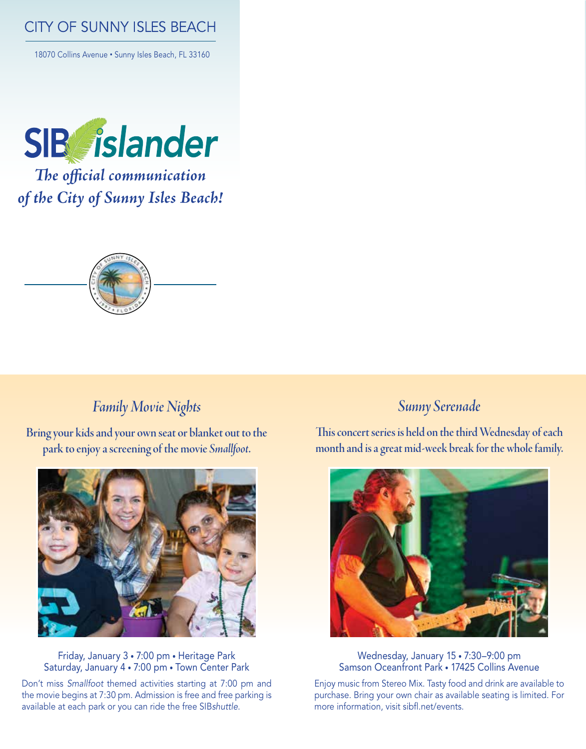CITY OF SUNNY ISLES BEACH

18070 Collins Avenue • Sunny Isles Beach, FL 33160

SIBislander

*The official communication of the City of Sunny Isles Beach!*

## *Family Movie Nights*

**Bring your kids and your own seat or blanket out to the park to enjoy a screening of the movie *Smallfoot*.**

Friday, January 3 • 7:00 pm • Heritage Park
Saturday, January 4 • 7:00 pm • Town Center Park

Don't miss *Smallfoot* themed activities starting at 7:00 pm and the movie begins at 7:30 pm. Admission is free and free parking is available at each park or you can ride the free SIB*shuttle*.

## *Sunny Serenade*

**This concert series is held on the third Wednesday of each month and is a great mid-week break for the whole family.**

Wednesday, January 15 • 7:30–9:00 pm
Samson Oceanfront Park • 17425 Collins Avenue

Enjoy music from Stereo Mix. Tasty food and drink are available to purchase. Bring your own chair as available seating is limited. For more information, visit sibfl.net/events.